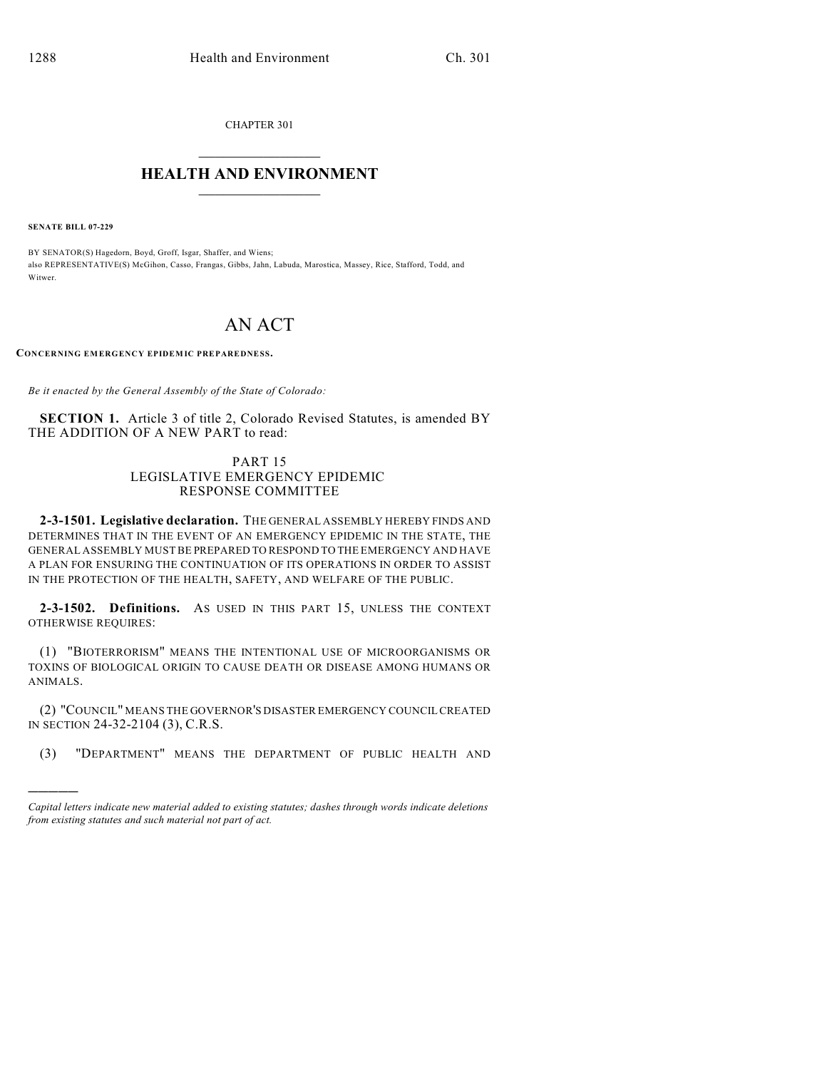CHAPTER 301

# HEALTH AND ENVIRONMENT

**SENATE BILL 07-229**

BY SENATOR(S) Hagedorn, Boyd, Groff, Isgar, Shaffer, and Wiens;
also REPRESENTATIVE(S) McGihon, Casso, Frangas, Gibbs, Jahn, Labuda, Marostica, Massey, Rice, Stafford, Todd, and Witwer.

# AN ACT

**CONCERNING EMERGENCY EPIDEMIC PREPAREDNESS.**

*Be it enacted by the General Assembly of the State of Colorado:*

**SECTION 1.** Article 3 of title 2, Colorado Revised Statutes, is amended BY THE ADDITION OF A NEW PART to read:

PART 15
LEGISLATIVE EMERGENCY EPIDEMIC
RESPONSE COMMITTEE

**2-3-1501. Legislative declaration.** THE GENERAL ASSEMBLY HEREBY FINDS AND DETERMINES THAT IN THE EVENT OF AN EMERGENCY EPIDEMIC IN THE STATE, THE GENERAL ASSEMBLY MUST BE PREPARED TO RESPOND TO THE EMERGENCY AND HAVE A PLAN FOR ENSURING THE CONTINUATION OF ITS OPERATIONS IN ORDER TO ASSIST IN THE PROTECTION OF THE HEALTH, SAFETY, AND WELFARE OF THE PUBLIC.

**2-3-1502. Definitions.** AS USED IN THIS PART 15, UNLESS THE CONTEXT OTHERWISE REQUIRES:

(1) "BIOTERRORISM" MEANS THE INTENTIONAL USE OF MICROORGANISMS OR TOXINS OF BIOLOGICAL ORIGIN TO CAUSE DEATH OR DISEASE AMONG HUMANS OR ANIMALS.

(2) "COUNCIL" MEANS THE GOVERNOR'S DISASTER EMERGENCY COUNCIL CREATED IN SECTION 24-32-2104 (3), C.R.S.

(3) "DEPARTMENT" MEANS THE DEPARTMENT OF PUBLIC HEALTH AND

*Capital letters indicate new material added to existing statutes; dashes through words indicate deletions from existing statutes and such material not part of act.*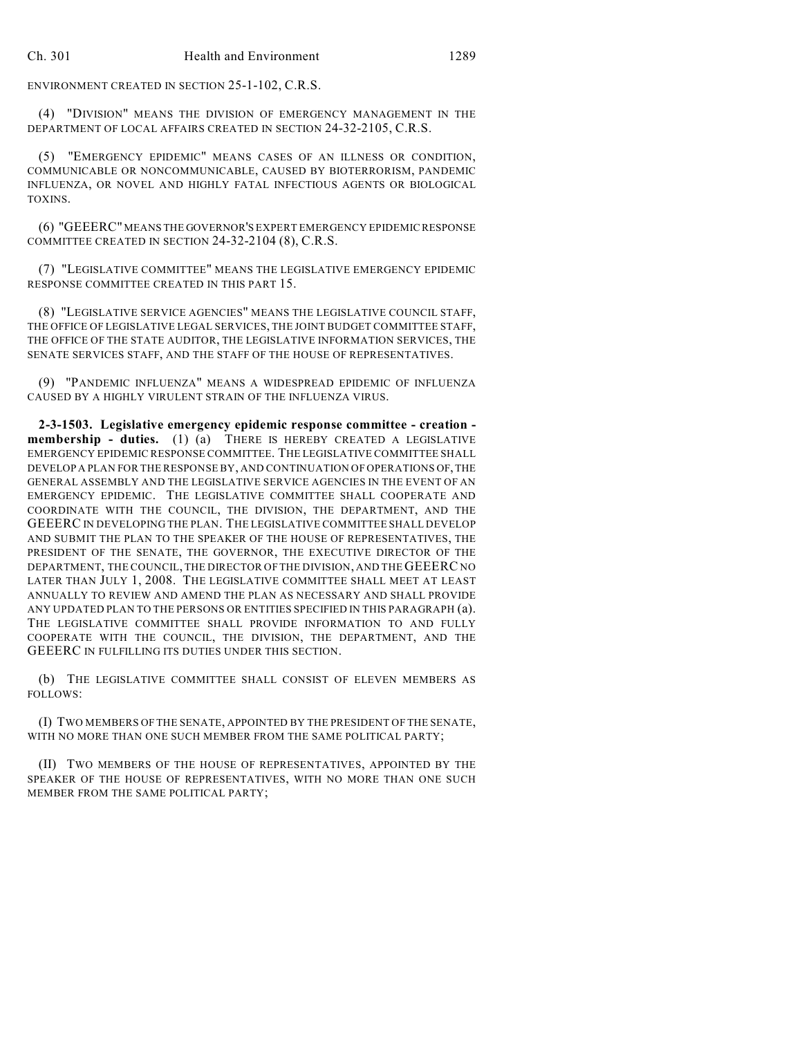ENVIRONMENT CREATED IN SECTION 25-1-102, C.R.S.

(4) "DIVISION" MEANS THE DIVISION OF EMERGENCY MANAGEMENT IN THE DEPARTMENT OF LOCAL AFFAIRS CREATED IN SECTION 24-32-2105, C.R.S.

(5) "EMERGENCY EPIDEMIC" MEANS CASES OF AN ILLNESS OR CONDITION, COMMUNICABLE OR NONCOMMUNICABLE, CAUSED BY BIOTERRORISM, PANDEMIC INFLUENZA, OR NOVEL AND HIGHLY FATAL INFECTIOUS AGENTS OR BIOLOGICAL TOXINS.

(6) "GEEERC" MEANS THE GOVERNOR'S EXPERT EMERGENCY EPIDEMIC RESPONSE COMMITTEE CREATED IN SECTION 24-32-2104 (8), C.R.S.

(7) "LEGISLATIVE COMMITTEE" MEANS THE LEGISLATIVE EMERGENCY EPIDEMIC RESPONSE COMMITTEE CREATED IN THIS PART 15.

(8) "LEGISLATIVE SERVICE AGENCIES" MEANS THE LEGISLATIVE COUNCIL STAFF, THE OFFICE OF LEGISLATIVE LEGAL SERVICES, THE JOINT BUDGET COMMITTEE STAFF, THE OFFICE OF THE STATE AUDITOR, THE LEGISLATIVE INFORMATION SERVICES, THE SENATE SERVICES STAFF, AND THE STAFF OF THE HOUSE OF REPRESENTATIVES.

(9) "PANDEMIC INFLUENZA" MEANS A WIDESPREAD EPIDEMIC OF INFLUENZA CAUSED BY A HIGHLY VIRULENT STRAIN OF THE INFLUENZA VIRUS.

**2-3-1503. Legislative emergency epidemic response committee - creation - membership - duties.** (1) (a) THERE IS HEREBY CREATED A LEGISLATIVE EMERGENCY EPIDEMIC RESPONSE COMMITTEE. THE LEGISLATIVE COMMITTEE SHALL DEVELOP A PLAN FOR THE RESPONSE BY, AND CONTINUATION OF OPERATIONS OF, THE GENERAL ASSEMBLY AND THE LEGISLATIVE SERVICE AGENCIES IN THE EVENT OF AN EMERGENCY EPIDEMIC. THE LEGISLATIVE COMMITTEE SHALL COOPERATE AND COORDINATE WITH THE COUNCIL, THE DIVISION, THE DEPARTMENT, AND THE GEEERC IN DEVELOPING THE PLAN. THE LEGISLATIVE COMMITTEE SHALL DEVELOP AND SUBMIT THE PLAN TO THE SPEAKER OF THE HOUSE OF REPRESENTATIVES, THE PRESIDENT OF THE SENATE, THE GOVERNOR, THE EXECUTIVE DIRECTOR OF THE DEPARTMENT, THE COUNCIL, THE DIRECTOR OF THE DIVISION, AND THE GEEERC NO LATER THAN JULY 1, 2008. THE LEGISLATIVE COMMITTEE SHALL MEET AT LEAST ANNUALLY TO REVIEW AND AMEND THE PLAN AS NECESSARY AND SHALL PROVIDE ANY UPDATED PLAN TO THE PERSONS OR ENTITIES SPECIFIED IN THIS PARAGRAPH (a). THE LEGISLATIVE COMMITTEE SHALL PROVIDE INFORMATION TO AND FULLY COOPERATE WITH THE COUNCIL, THE DIVISION, THE DEPARTMENT, AND THE GEEERC IN FULFILLING ITS DUTIES UNDER THIS SECTION.

(b) THE LEGISLATIVE COMMITTEE SHALL CONSIST OF ELEVEN MEMBERS AS FOLLOWS:

(I) TWO MEMBERS OF THE SENATE, APPOINTED BY THE PRESIDENT OF THE SENATE, WITH NO MORE THAN ONE SUCH MEMBER FROM THE SAME POLITICAL PARTY;

(II) TWO MEMBERS OF THE HOUSE OF REPRESENTATIVES, APPOINTED BY THE SPEAKER OF THE HOUSE OF REPRESENTATIVES, WITH NO MORE THAN ONE SUCH MEMBER FROM THE SAME POLITICAL PARTY;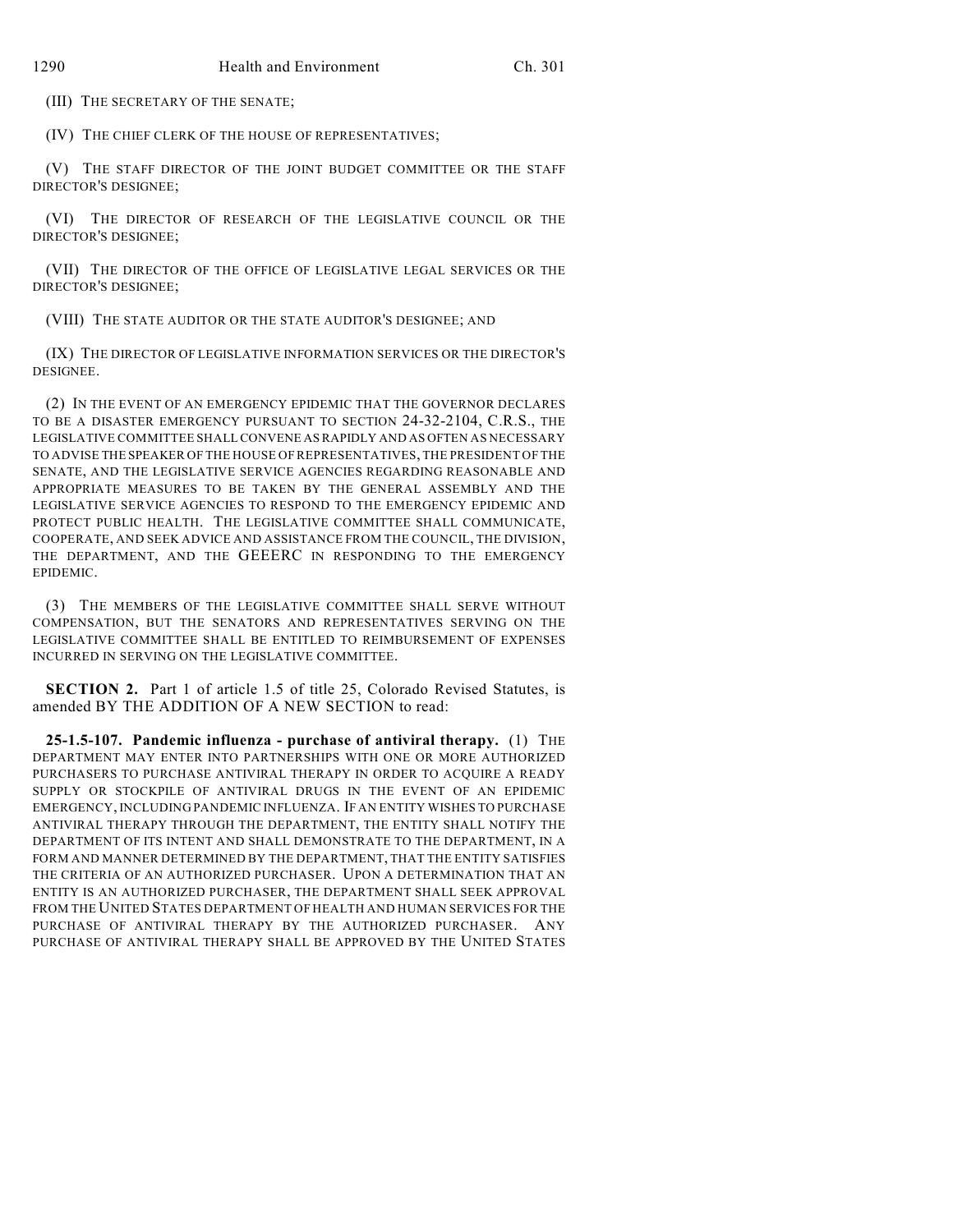(III) THE SECRETARY OF THE SENATE;

(IV) THE CHIEF CLERK OF THE HOUSE OF REPRESENTATIVES;

(V) THE STAFF DIRECTOR OF THE JOINT BUDGET COMMITTEE OR THE STAFF DIRECTOR'S DESIGNEE;

(VI) THE DIRECTOR OF RESEARCH OF THE LEGISLATIVE COUNCIL OR THE DIRECTOR'S DESIGNEE;

(VII) THE DIRECTOR OF THE OFFICE OF LEGISLATIVE LEGAL SERVICES OR THE DIRECTOR'S DESIGNEE;

(VIII) THE STATE AUDITOR OR THE STATE AUDITOR'S DESIGNEE; AND

(IX) THE DIRECTOR OF LEGISLATIVE INFORMATION SERVICES OR THE DIRECTOR'S DESIGNEE.

(2) IN THE EVENT OF AN EMERGENCY EPIDEMIC THAT THE GOVERNOR DECLARES TO BE A DISASTER EMERGENCY PURSUANT TO SECTION 24-32-2104, C.R.S., THE LEGISLATIVE COMMITTEE SHALL CONVENE AS RAPIDLY AND AS OFTEN AS NECESSARY TO ADVISE THE SPEAKER OF THE HOUSE OF REPRESENTATIVES, THE PRESIDENT OF THE SENATE, AND THE LEGISLATIVE SERVICE AGENCIES REGARDING REASONABLE AND APPROPRIATE MEASURES TO BE TAKEN BY THE GENERAL ASSEMBLY AND THE LEGISLATIVE SERVICE AGENCIES TO RESPOND TO THE EMERGENCY EPIDEMIC AND PROTECT PUBLIC HEALTH. THE LEGISLATIVE COMMITTEE SHALL COMMUNICATE, COOPERATE, AND SEEK ADVICE AND ASSISTANCE FROM THE COUNCIL, THE DIVISION, THE DEPARTMENT, AND THE GEEERC IN RESPONDING TO THE EMERGENCY EPIDEMIC.

(3) THE MEMBERS OF THE LEGISLATIVE COMMITTEE SHALL SERVE WITHOUT COMPENSATION, BUT THE SENATORS AND REPRESENTATIVES SERVING ON THE LEGISLATIVE COMMITTEE SHALL BE ENTITLED TO REIMBURSEMENT OF EXPENSES INCURRED IN SERVING ON THE LEGISLATIVE COMMITTEE.

**SECTION 2.** Part 1 of article 1.5 of title 25, Colorado Revised Statutes, is amended BY THE ADDITION OF A NEW SECTION to read:

**25-1.5-107. Pandemic influenza - purchase of antiviral therapy.** (1) THE DEPARTMENT MAY ENTER INTO PARTNERSHIPS WITH ONE OR MORE AUTHORIZED PURCHASERS TO PURCHASE ANTIVIRAL THERAPY IN ORDER TO ACQUIRE A READY SUPPLY OR STOCKPILE OF ANTIVIRAL DRUGS IN THE EVENT OF AN EPIDEMIC EMERGENCY, INCLUDING PANDEMIC INFLUENZA. IF AN ENTITY WISHES TO PURCHASE ANTIVIRAL THERAPY THROUGH THE DEPARTMENT, THE ENTITY SHALL NOTIFY THE DEPARTMENT OF ITS INTENT AND SHALL DEMONSTRATE TO THE DEPARTMENT, IN A FORM AND MANNER DETERMINED BY THE DEPARTMENT, THAT THE ENTITY SATISFIES THE CRITERIA OF AN AUTHORIZED PURCHASER. UPON A DETERMINATION THAT AN ENTITY IS AN AUTHORIZED PURCHASER, THE DEPARTMENT SHALL SEEK APPROVAL FROM THE UNITED STATES DEPARTMENT OF HEALTH AND HUMAN SERVICES FOR THE PURCHASE OF ANTIVIRAL THERAPY BY THE AUTHORIZED PURCHASER. ANY PURCHASE OF ANTIVIRAL THERAPY SHALL BE APPROVED BY THE UNITED STATES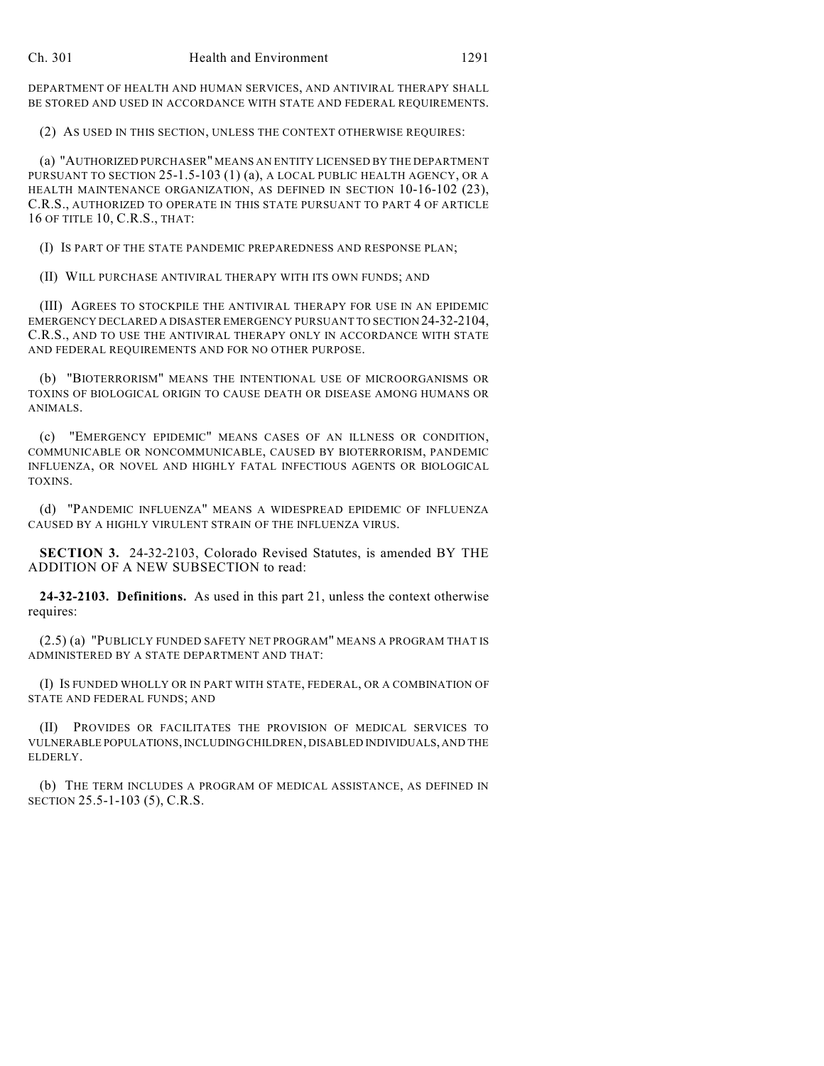DEPARTMENT OF HEALTH AND HUMAN SERVICES, AND ANTIVIRAL THERAPY SHALL BE STORED AND USED IN ACCORDANCE WITH STATE AND FEDERAL REQUIREMENTS.

(2) AS USED IN THIS SECTION, UNLESS THE CONTEXT OTHERWISE REQUIRES:

(a) "AUTHORIZED PURCHASER" MEANS AN ENTITY LICENSED BY THE DEPARTMENT PURSUANT TO SECTION 25-1.5-103 (1) (a), A LOCAL PUBLIC HEALTH AGENCY, OR A HEALTH MAINTENANCE ORGANIZATION, AS DEFINED IN SECTION 10-16-102 (23), C.R.S., AUTHORIZED TO OPERATE IN THIS STATE PURSUANT TO PART 4 OF ARTICLE 16 OF TITLE 10, C.R.S., THAT:

(I) IS PART OF THE STATE PANDEMIC PREPAREDNESS AND RESPONSE PLAN;

(II) WILL PURCHASE ANTIVIRAL THERAPY WITH ITS OWN FUNDS; AND

(III) AGREES TO STOCKPILE THE ANTIVIRAL THERAPY FOR USE IN AN EPIDEMIC EMERGENCY DECLARED A DISASTER EMERGENCY PURSUANT TO SECTION 24-32-2104, C.R.S., AND TO USE THE ANTIVIRAL THERAPY ONLY IN ACCORDANCE WITH STATE AND FEDERAL REQUIREMENTS AND FOR NO OTHER PURPOSE.

(b) "BIOTERRORISM" MEANS THE INTENTIONAL USE OF MICROORGANISMS OR TOXINS OF BIOLOGICAL ORIGIN TO CAUSE DEATH OR DISEASE AMONG HUMANS OR ANIMALS.

(c) "EMERGENCY EPIDEMIC" MEANS CASES OF AN ILLNESS OR CONDITION, COMMUNICABLE OR NONCOMMUNICABLE, CAUSED BY BIOTERRORISM, PANDEMIC INFLUENZA, OR NOVEL AND HIGHLY FATAL INFECTIOUS AGENTS OR BIOLOGICAL TOXINS.

(d) "PANDEMIC INFLUENZA" MEANS A WIDESPREAD EPIDEMIC OF INFLUENZA CAUSED BY A HIGHLY VIRULENT STRAIN OF THE INFLUENZA VIRUS.

**SECTION 3.** 24-32-2103, Colorado Revised Statutes, is amended BY THE ADDITION OF A NEW SUBSECTION to read:

**24-32-2103. Definitions.** As used in this part 21, unless the context otherwise requires:

(2.5) (a) "PUBLICLY FUNDED SAFETY NET PROGRAM" MEANS A PROGRAM THAT IS ADMINISTERED BY A STATE DEPARTMENT AND THAT:

(I) IS FUNDED WHOLLY OR IN PART WITH STATE, FEDERAL, OR A COMBINATION OF STATE AND FEDERAL FUNDS; AND

(II) PROVIDES OR FACILITATES THE PROVISION OF MEDICAL SERVICES TO VULNERABLE POPULATIONS, INCLUDING CHILDREN, DISABLED INDIVIDUALS, AND THE ELDERLY.

(b) THE TERM INCLUDES A PROGRAM OF MEDICAL ASSISTANCE, AS DEFINED IN SECTION 25.5-1-103 (5), C.R.S.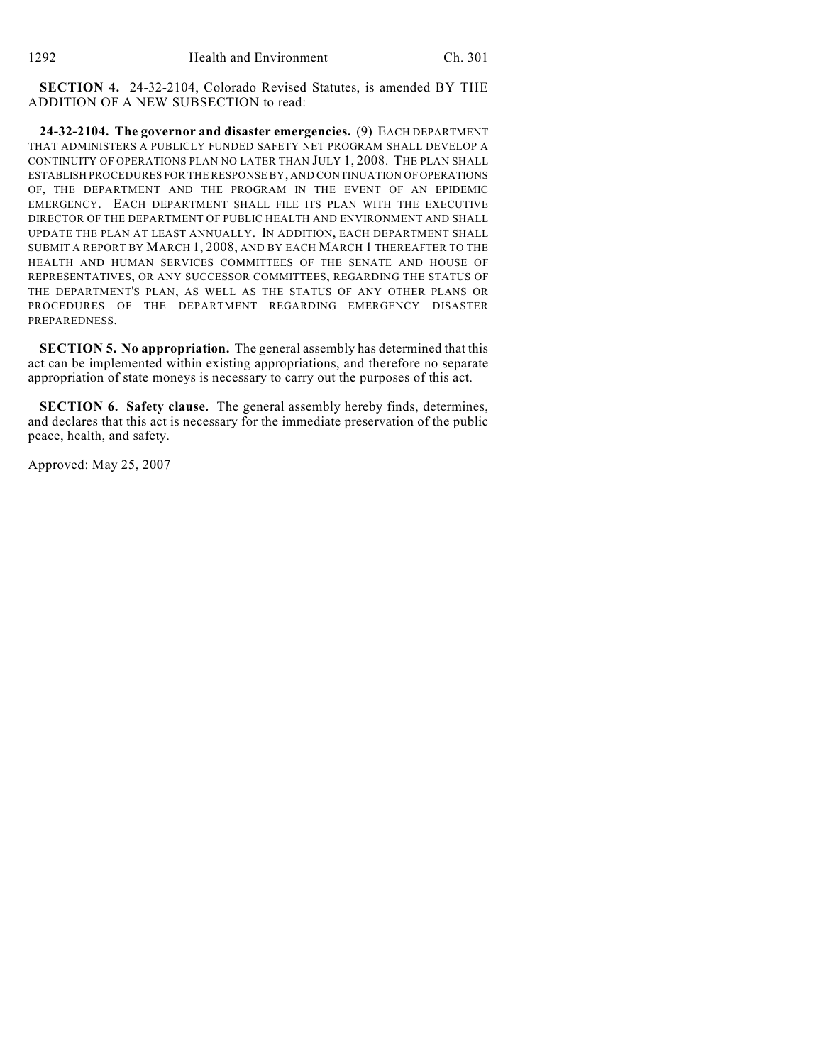**SECTION 4.** 24-32-2104, Colorado Revised Statutes, is amended BY THE ADDITION OF A NEW SUBSECTION to read:

**24-32-2104. The governor and disaster emergencies.** (9) EACH DEPARTMENT THAT ADMINISTERS A PUBLICLY FUNDED SAFETY NET PROGRAM SHALL DEVELOP A CONTINUITY OF OPERATIONS PLAN NO LATER THAN JULY 1, 2008. THE PLAN SHALL ESTABLISH PROCEDURES FOR THE RESPONSE BY, AND CONTINUATION OF OPERATIONS OF, THE DEPARTMENT AND THE PROGRAM IN THE EVENT OF AN EPIDEMIC EMERGENCY. EACH DEPARTMENT SHALL FILE ITS PLAN WITH THE EXECUTIVE DIRECTOR OF THE DEPARTMENT OF PUBLIC HEALTH AND ENVIRONMENT AND SHALL UPDATE THE PLAN AT LEAST ANNUALLY. IN ADDITION, EACH DEPARTMENT SHALL SUBMIT A REPORT BY MARCH 1, 2008, AND BY EACH MARCH 1 THEREAFTER TO THE HEALTH AND HUMAN SERVICES COMMITTEES OF THE SENATE AND HOUSE OF REPRESENTATIVES, OR ANY SUCCESSOR COMMITTEES, REGARDING THE STATUS OF THE DEPARTMENT'S PLAN, AS WELL AS THE STATUS OF ANY OTHER PLANS OR PROCEDURES OF THE DEPARTMENT REGARDING EMERGENCY DISASTER PREPAREDNESS.

**SECTION 5. No appropriation.** The general assembly has determined that this act can be implemented within existing appropriations, and therefore no separate appropriation of state moneys is necessary to carry out the purposes of this act.

**SECTION 6. Safety clause.** The general assembly hereby finds, determines, and declares that this act is necessary for the immediate preservation of the public peace, health, and safety.

Approved: May 25, 2007